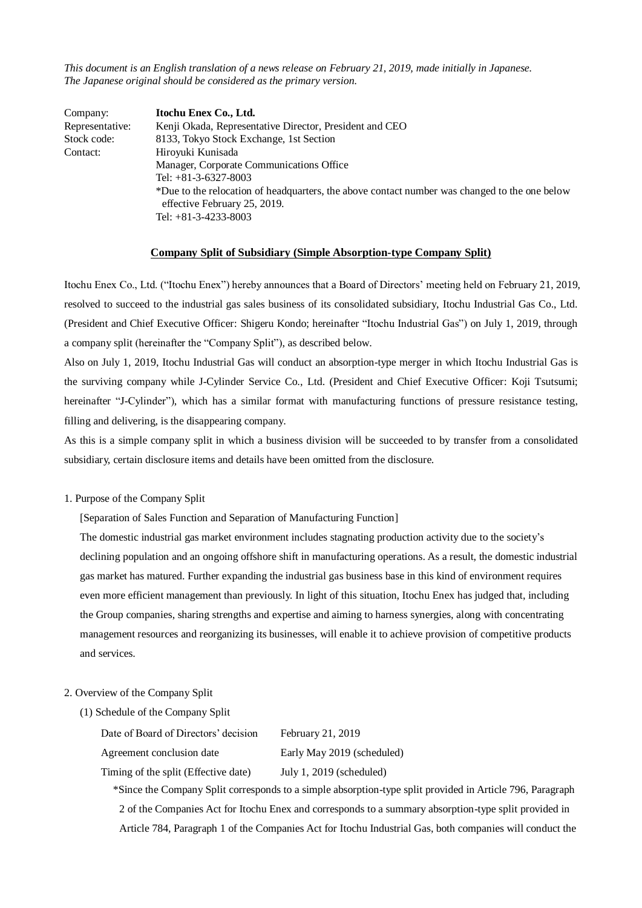*This document is an English translation of a news release on February 21, 2019, made initially in Japanese. The Japanese original should be considered as the primary version.*

| | |
|---|---|
| Company: | **Itochu Enex Co., Ltd.** |
| Representative: | Kenji Okada, Representative Director, President and CEO |
| Stock code: | 8133, Tokyo Stock Exchange, 1st Section |
| Contact: | Hiroyuki Kunisada<br>Manager, Corporate Communications Office<br>Tel: +81-3-6327-8003<br>*Due to the relocation of headquarters, the above contact number was changed to the one below effective February 25, 2019.<br>Tel: +81-3-4233-8003 |

## Company Split of Subsidiary (Simple Absorption-type Company Split)

Itochu Enex Co., Ltd. ("Itochu Enex") hereby announces that a Board of Directors' meeting held on February 21, 2019, resolved to succeed to the industrial gas sales business of its consolidated subsidiary, Itochu Industrial Gas Co., Ltd. (President and Chief Executive Officer: Shigeru Kondo; hereinafter "Itochu Industrial Gas") on July 1, 2019, through a company split (hereinafter the "Company Split"), as described below.

Also on July 1, 2019, Itochu Industrial Gas will conduct an absorption-type merger in which Itochu Industrial Gas is the surviving company while J-Cylinder Service Co., Ltd. (President and Chief Executive Officer: Koji Tsutsumi; hereinafter "J-Cylinder"), which has a similar format with manufacturing functions of pressure resistance testing, filling and delivering, is the disappearing company.

As this is a simple company split in which a business division will be succeeded to by transfer from a consolidated subsidiary, certain disclosure items and details have been omitted from the disclosure.

1. Purpose of the Company Split

[Separation of Sales Function and Separation of Manufacturing Function]

The domestic industrial gas market environment includes stagnating production activity due to the society's declining population and an ongoing offshore shift in manufacturing operations. As a result, the domestic industrial gas market has matured. Further expanding the industrial gas business base in this kind of environment requires even more efficient management than previously. In light of this situation, Itochu Enex has judged that, including the Group companies, sharing strengths and expertise and aiming to harness synergies, along with concentrating management resources and reorganizing its businesses, will enable it to achieve provision of competitive products and services.

2. Overview of the Company Split

(1) Schedule of the Company Split

| | |
|---|---|
| Date of Board of Directors' decision | February 21, 2019 |
| Agreement conclusion date | Early May 2019 (scheduled) |
| Timing of the split (Effective date) | July 1, 2019 (scheduled) |

*Since the Company Split corresponds to a simple absorption-type split provided in Article 796, Paragraph 2 of the Companies Act for Itochu Enex and corresponds to a summary absorption-type split provided in Article 784, Paragraph 1 of the Companies Act for Itochu Industrial Gas, both companies will conduct the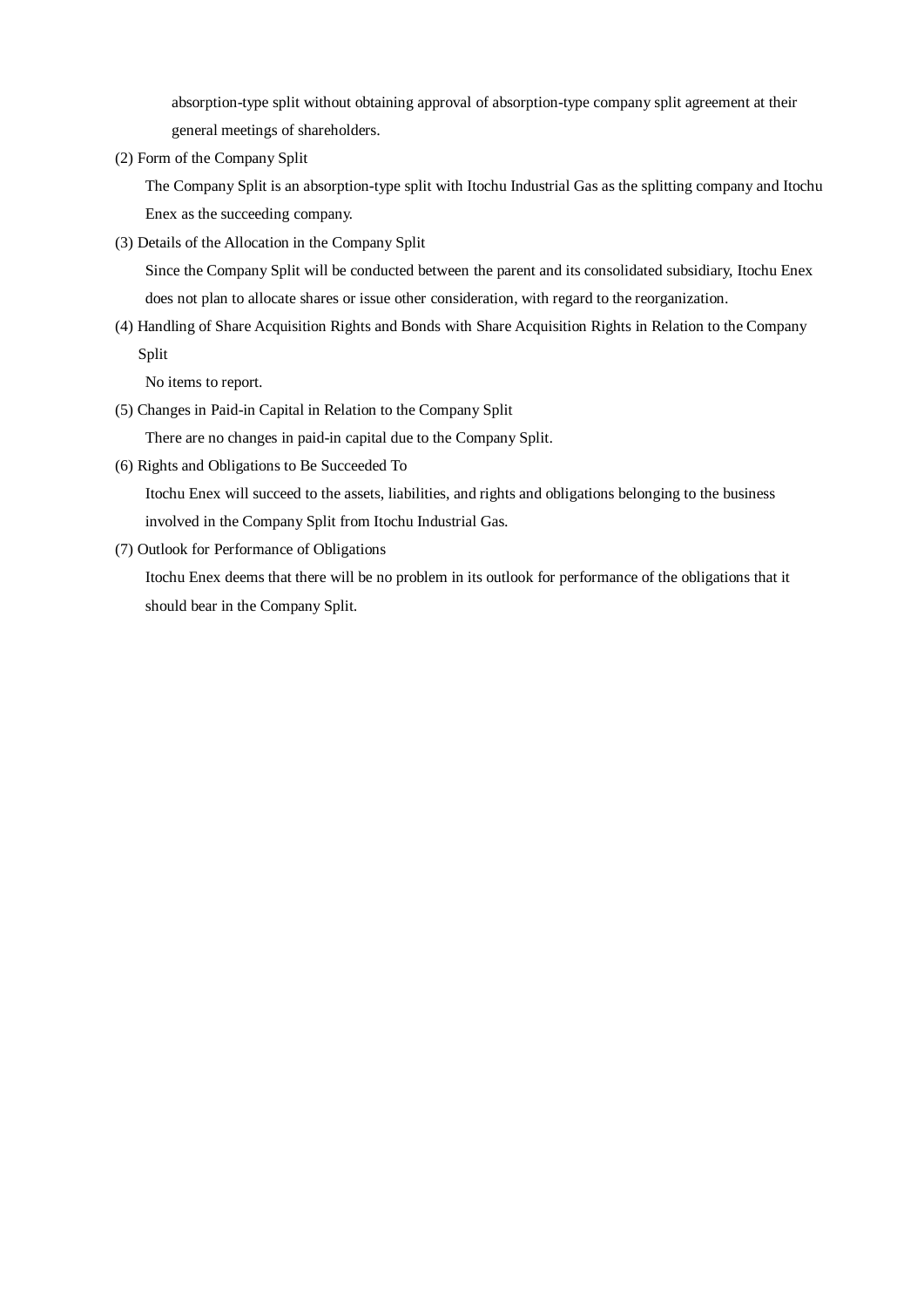absorption-type split without obtaining approval of absorption-type company split agreement at their general meetings of shareholders.

(2) Form of the Company Split

The Company Split is an absorption-type split with Itochu Industrial Gas as the splitting company and Itochu Enex as the succeeding company.

(3) Details of the Allocation in the Company Split

Since the Company Split will be conducted between the parent and its consolidated subsidiary, Itochu Enex does not plan to allocate shares or issue other consideration, with regard to the reorganization.

(4) Handling of Share Acquisition Rights and Bonds with Share Acquisition Rights in Relation to the Company Split

No items to report.

(5) Changes in Paid-in Capital in Relation to the Company Split

There are no changes in paid-in capital due to the Company Split.

(6) Rights and Obligations to Be Succeeded To

Itochu Enex will succeed to the assets, liabilities, and rights and obligations belonging to the business involved in the Company Split from Itochu Industrial Gas.

(7) Outlook for Performance of Obligations

Itochu Enex deems that there will be no problem in its outlook for performance of the obligations that it should bear in the Company Split.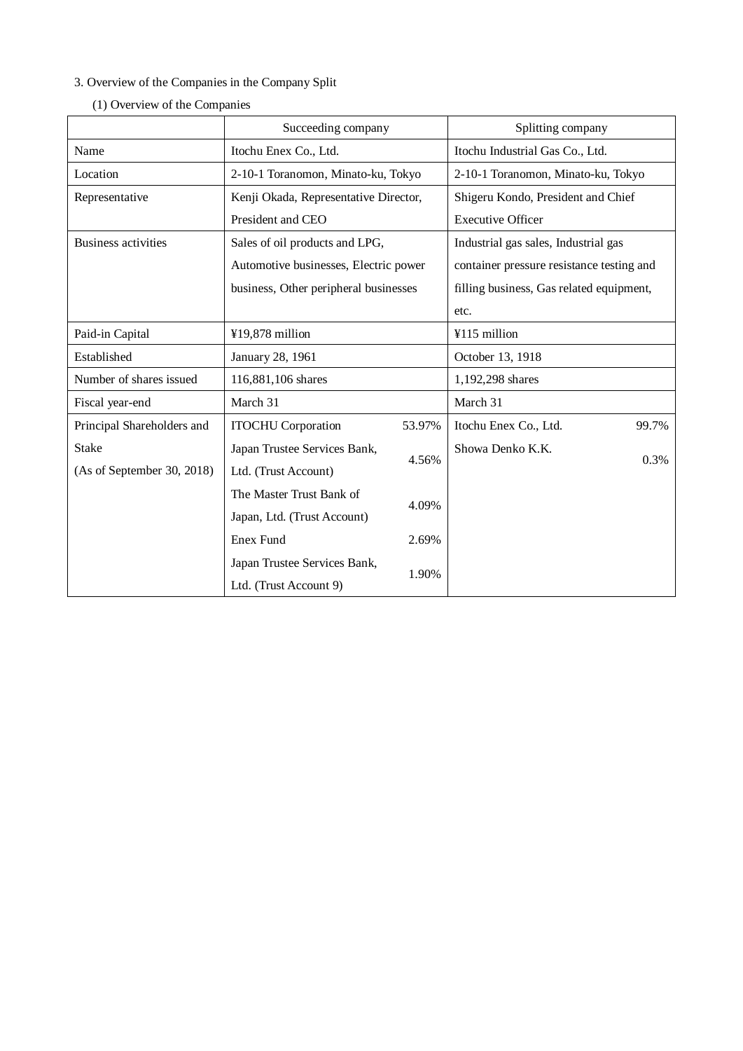3. Overview of the Companies in the Company Split

(1) Overview of the Companies

| | Succeeding company | | Splitting company | |
|---|---|---|---|---|
| Name | Itochu Enex Co., Ltd. | | Itochu Industrial Gas Co., Ltd. | |
| Location | 2-10-1 Toranomon, Minato-ku, Tokyo | | 2-10-1 Toranomon, Minato-ku, Tokyo | |
| Representative | Kenji Okada, Representative Director, President and CEO | | Shigeru Kondo, President and Chief Executive Officer | |
| Business activities | Sales of oil products and LPG, Automotive businesses, Electric power business, Other peripheral businesses | | Industrial gas sales, Industrial gas container pressure resistance testing and filling business, Gas related equipment, etc. | |
| Paid-in Capital | ¥19,878 million | | ¥115 million | |
| Established | January 28, 1961 | | October 13, 1918 | |
| Number of shares issued | 116,881,106 shares | | 1,192,298 shares | |
| Fiscal year-end | March 31 | | March 31 | |
| Principal Shareholders and Stake (As of September 30, 2018) | ITOCHU Corporation | 53.97% | Itochu Enex Co., Ltd. | 99.7% |
| | Japan Trustee Services Bank, Ltd. (Trust Account) | 4.56% | Showa Denko K.K. | 0.3% |
| | The Master Trust Bank of Japan, Ltd. (Trust Account) | 4.09% | | |
| | Enex Fund | 2.69% | | |
| | Japan Trustee Services Bank, Ltd. (Trust Account 9) | 1.90% | | |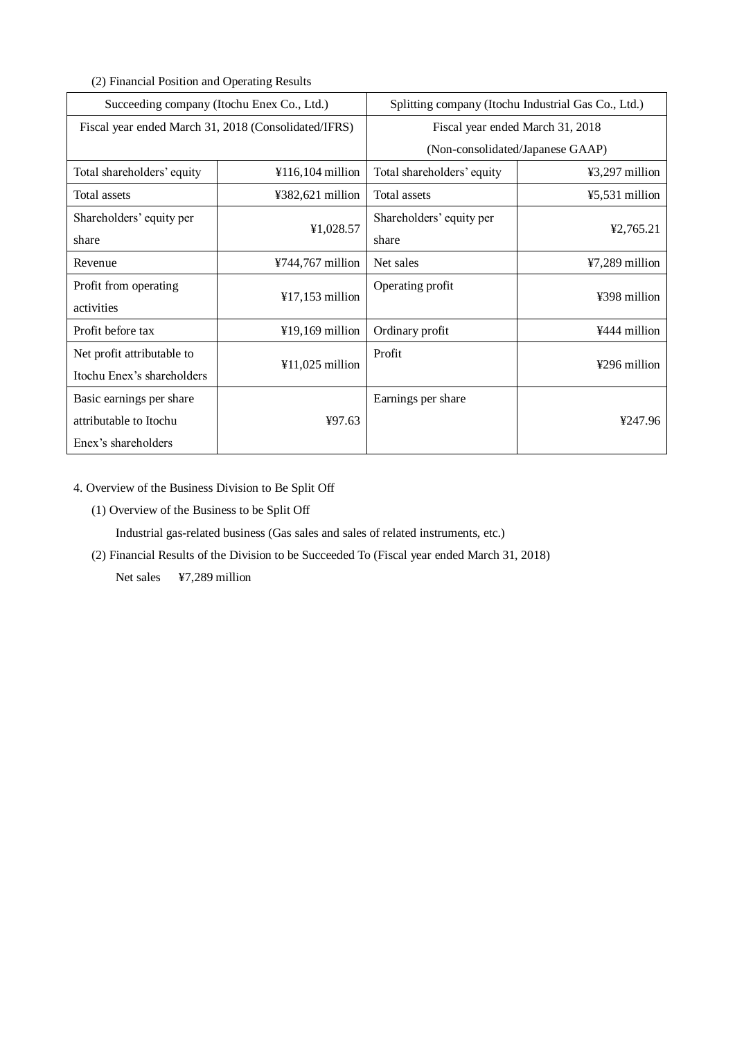(2) Financial Position and Operating Results

| Succeeding company (Itochu Enex Co., Ltd.) | | Splitting company (Itochu Industrial Gas Co., Ltd.) | |
|---|---|---|---|
| Fiscal year ended March 31, 2018 (Consolidated/IFRS) | | Fiscal year ended March 31, 2018 (Non-consolidated/Japanese GAAP) | |
| Total shareholders' equity | ¥116,104 million | Total shareholders' equity | ¥3,297 million |
| Total assets | ¥382,621 million | Total assets | ¥5,531 million |
| Shareholders' equity per share | ¥1,028.57 | Shareholders' equity per share | ¥2,765.21 |
| Revenue | ¥744,767 million | Net sales | ¥7,289 million |
| Profit from operating activities | ¥17,153 million | Operating profit | ¥398 million |
| Profit before tax | ¥19,169 million | Ordinary profit | ¥444 million |
| Net profit attributable to Itochu Enex's shareholders | ¥11,025 million | Profit | ¥296 million |
| Basic earnings per share attributable to Itochu Enex's shareholders | ¥97.63 | Earnings per share | ¥247.96 |

4. Overview of the Business Division to Be Split Off

(1) Overview of the Business to be Split Off

Industrial gas-related business (Gas sales and sales of related instruments, etc.)

(2) Financial Results of the Division to be Succeeded To (Fiscal year ended March 31, 2018)

Net sales ¥7,289 million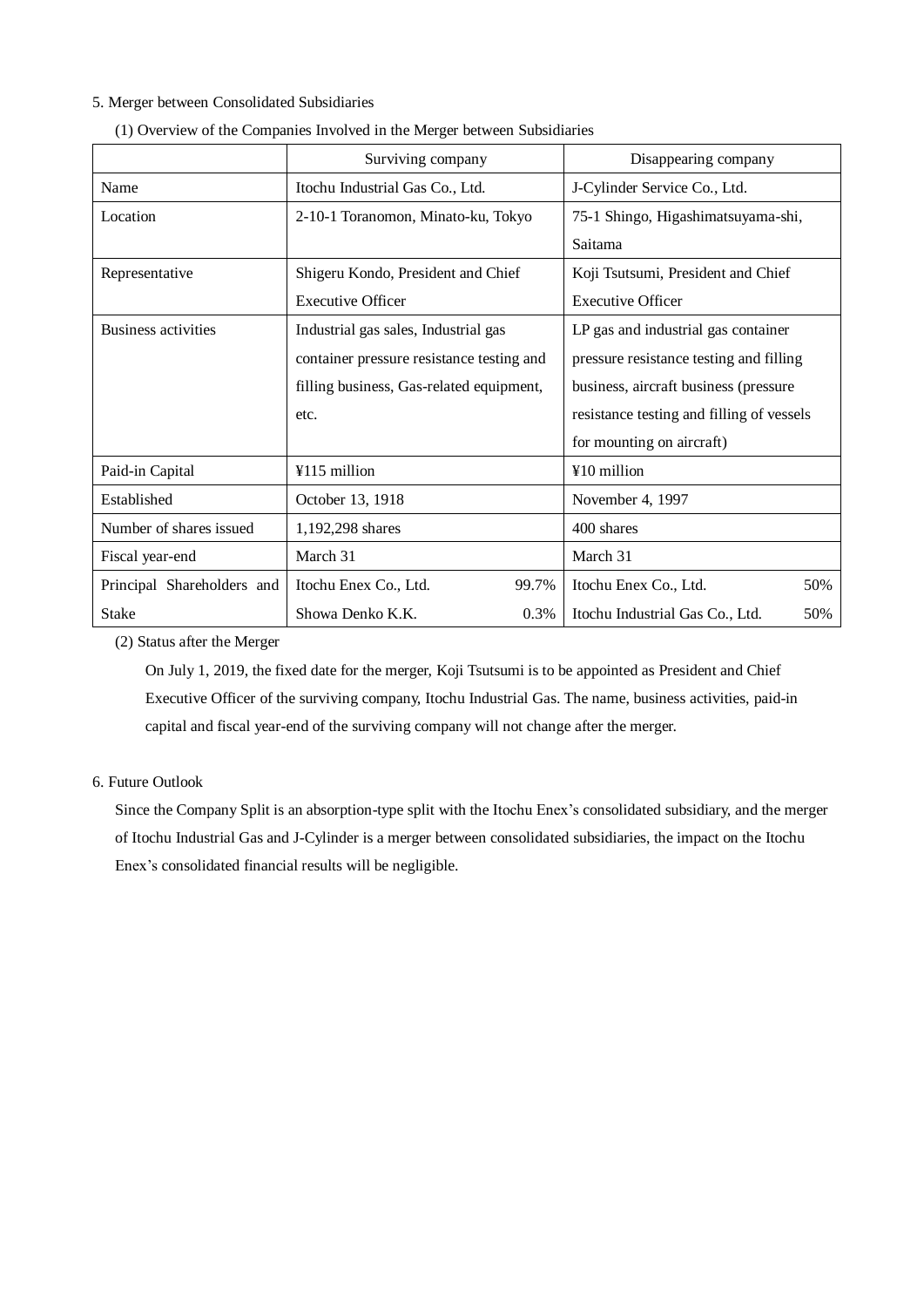5. Merger between Consolidated Subsidiaries

(1) Overview of the Companies Involved in the Merger between Subsidiaries

| | Surviving company | Disappearing company |
|---|---|---|
| Name | Itochu Industrial Gas Co., Ltd. | J-Cylinder Service Co., Ltd. |
| Location | 2-10-1 Toranomon, Minato-ku, Tokyo | 75-1 Shingo, Higashimatsuyama-shi, Saitama |
| Representative | Shigeru Kondo, President and Chief Executive Officer | Koji Tsutsumi, President and Chief Executive Officer |
| Business activities | Industrial gas sales, Industrial gas container pressure resistance testing and filling business, Gas-related equipment, etc. | LP gas and industrial gas container pressure resistance testing and filling business, aircraft business (pressure resistance testing and filling of vessels for mounting on aircraft) |
| Paid-in Capital | ¥115 million | ¥10 million |
| Established | October 13, 1918 | November 4, 1997 |
| Number of shares issued | 1,192,298 shares | 400 shares |
| Fiscal year-end | March 31 | March 31 |
| Principal Shareholders and Stake | Itochu Enex Co., Ltd. 99.7%<br>Showa Denko K.K. 0.3% | Itochu Enex Co., Ltd. 50%<br>Itochu Industrial Gas Co., Ltd. 50% |

(2) Status after the Merger

On July 1, 2019, the fixed date for the merger, Koji Tsutsumi is to be appointed as President and Chief Executive Officer of the surviving company, Itochu Industrial Gas. The name, business activities, paid-in capital and fiscal year-end of the surviving company will not change after the merger.

6. Future Outlook

Since the Company Split is an absorption-type split with the Itochu Enex's consolidated subsidiary, and the merger of Itochu Industrial Gas and J-Cylinder is a merger between consolidated subsidiaries, the impact on the Itochu Enex's consolidated financial results will be negligible.